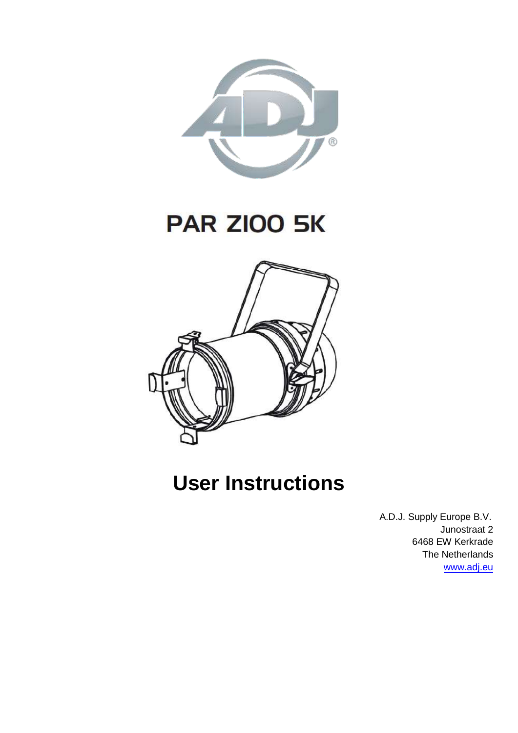# PAR Z100 5K

# User Instructions

A.D.J. Supply Europe B.V.
Junostraat 2
6468 EW Kerkrade
The Netherlands
www.adj.eu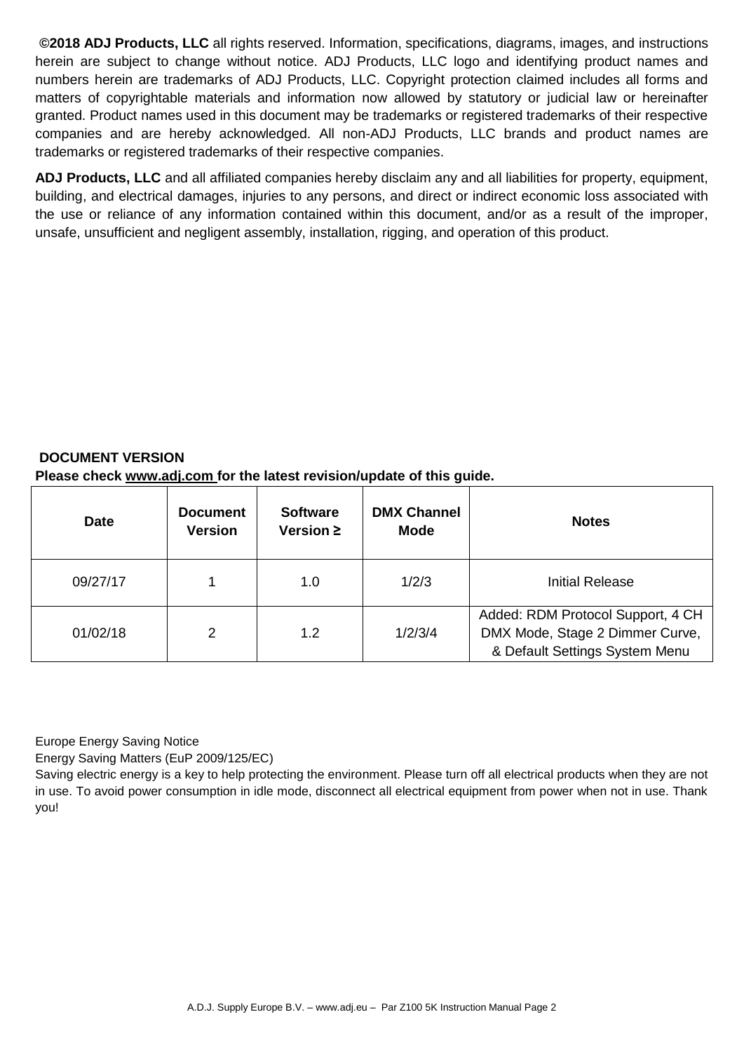**©2018 ADJ Products, LLC** all rights reserved. Information, specifications, diagrams, images, and instructions herein are subject to change without notice. ADJ Products, LLC logo and identifying product names and numbers herein are trademarks of ADJ Products, LLC. Copyright protection claimed includes all forms and matters of copyrightable materials and information now allowed by statutory or judicial law or hereinafter granted. Product names used in this document may be trademarks or registered trademarks of their respective companies and are hereby acknowledged. All non-ADJ Products, LLC brands and product names are trademarks or registered trademarks of their respective companies.

**ADJ Products, LLC** and all affiliated companies hereby disclaim any and all liabilities for property, equipment, building, and electrical damages, injuries to any persons, and direct or indirect economic loss associated with the use or reliance of any information contained within this document, and/or as a result of the improper, unsafe, unsufficient and negligent assembly, installation, rigging, and operation of this product.

**DOCUMENT VERSION**

**Please check www.adj.com for the latest revision/update of this guide.**

| Date | Document Version | Software Version ≥ | DMX Channel Mode | Notes |
|---|---|---|---|---|
| 09/27/17 | 1 | 1.0 | 1/2/3 | Initial Release |
| 01/02/18 | 2 | 1.2 | 1/2/3/4 | Added: RDM Protocol Support, 4 CH DMX Mode, Stage 2 Dimmer Curve, & Default Settings System Menu |

Europe Energy Saving Notice

Energy Saving Matters (EuP 2009/125/EC)

Saving electric energy is a key to help protecting the environment. Please turn off all electrical products when they are not in use. To avoid power consumption in idle mode, disconnect all electrical equipment from power when not in use. Thank you!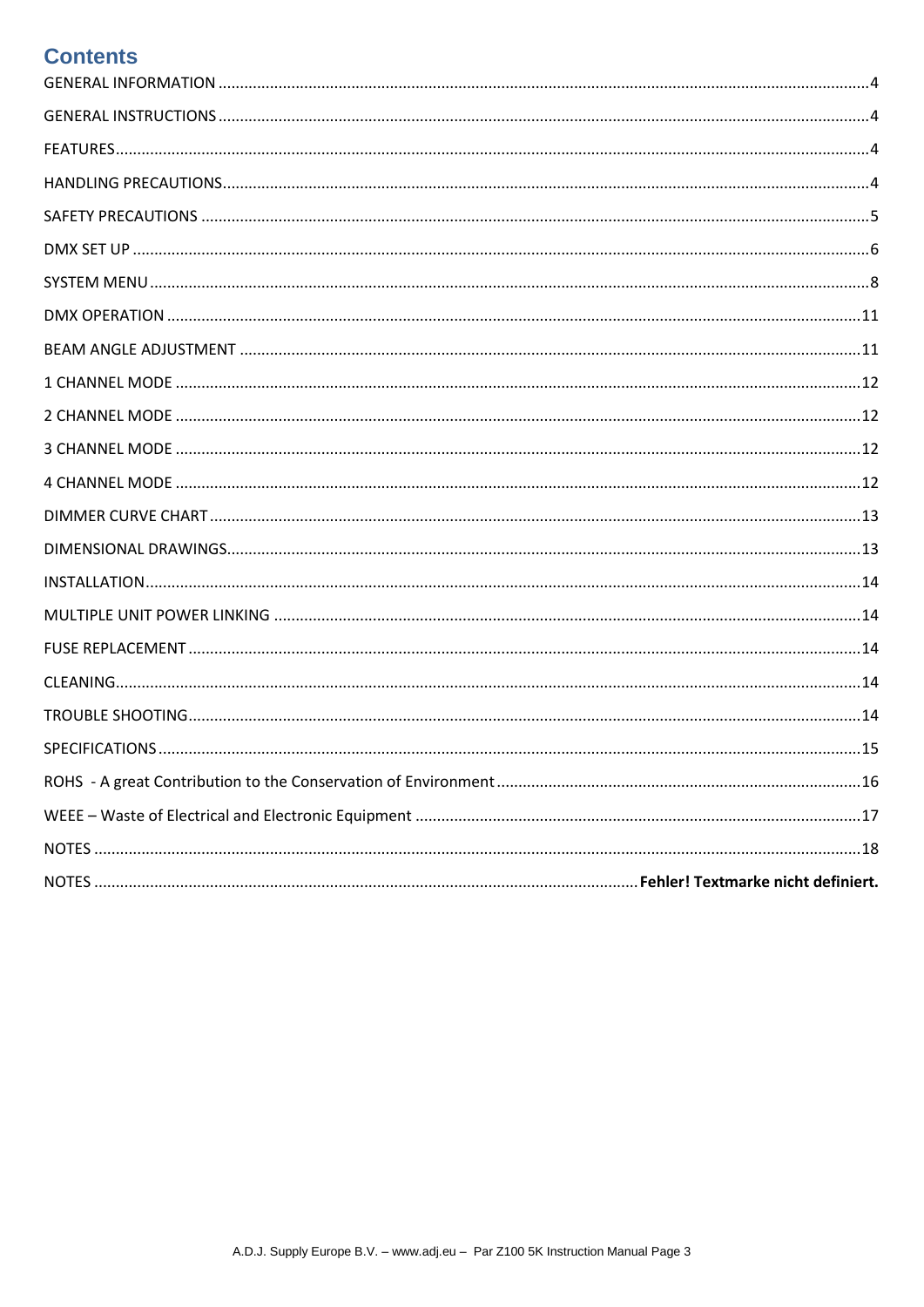## Contents

GENERAL INFORMATION ....................................................................................................................................................4

GENERAL INSTRUCTIONS ..................................................................................................................................................4

FEATURES..........................................................................................................................................................................4

HANDLING PRECAUTIONS.................................................................................................................................................4

SAFETY PRECAUTIONS ......................................................................................................................................................5

DMX SET UP ......................................................................................................................................................................6

SYSTEM MENU ..................................................................................................................................................................8

DMX OPERATION ............................................................................................................................................................11

BEAM ANGLE ADJUSTMENT ...........................................................................................................................................11

1 CHANNEL MODE ..........................................................................................................................................................12

2 CHANNEL MODE ..........................................................................................................................................................12

3 CHANNEL MODE ..........................................................................................................................................................12

4 CHANNEL MODE ..........................................................................................................................................................12

DIMMER CURVE CHART ..................................................................................................................................................13

DIMENSIONAL DRAWINGS..............................................................................................................................................13

INSTALLATION.................................................................................................................................................................14

MULTIPLE UNIT POWER LINKING ...................................................................................................................................14

FUSE REPLACEMENT .......................................................................................................................................................14

CLEANING........................................................................................................................................................................14

TROUBLE SHOOTING........................................................................................................................................................14

SPECIFICATIONS ..............................................................................................................................................................15

ROHS - A great Contribution to the Conservation of Environment ..................................................................................16

WEEE – Waste of Electrical and Electronic Equipment ....................................................................................................17

NOTES .............................................................................................................................................................................18

NOTES ...................................................................................................................... **Fehler! Textmarke nicht definiert.**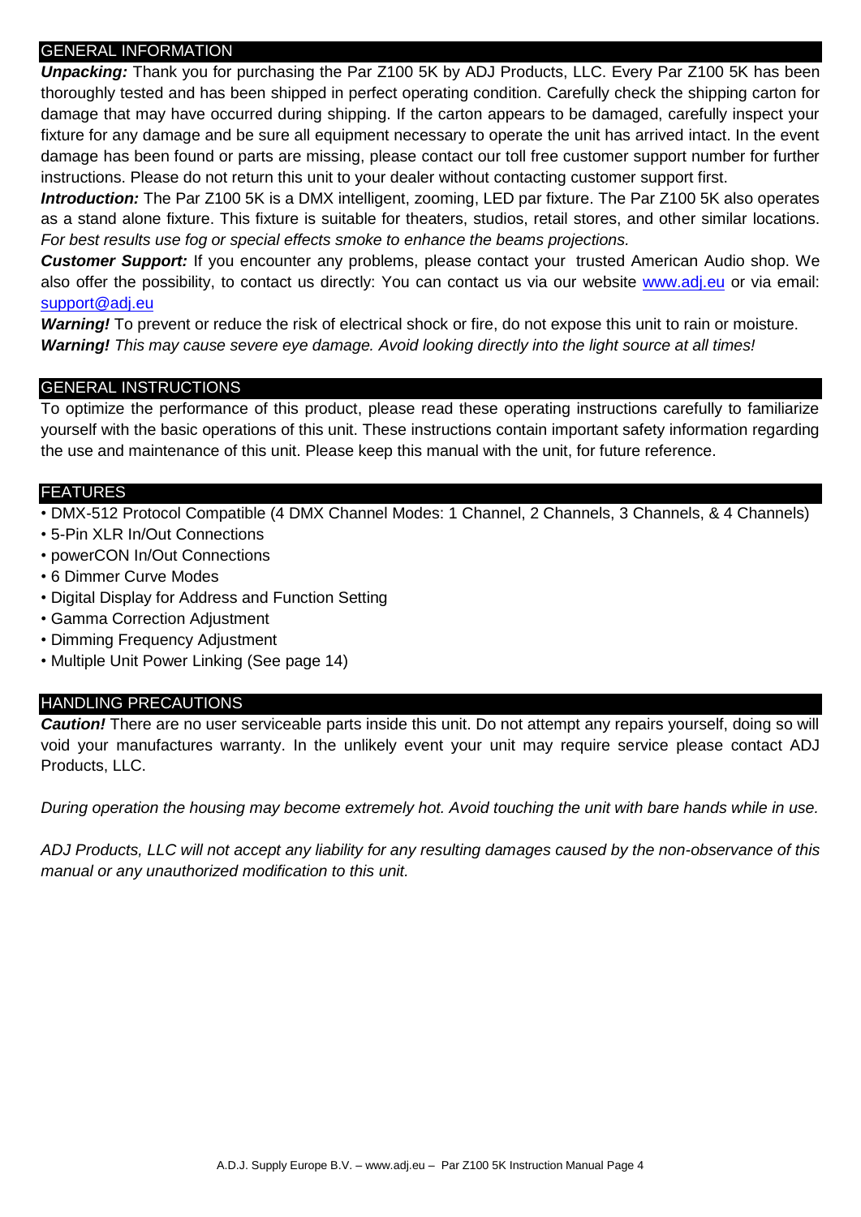## GENERAL INFORMATION

***Unpacking:*** Thank you for purchasing the Par Z100 5K by ADJ Products, LLC. Every Par Z100 5K has been thoroughly tested and has been shipped in perfect operating condition. Carefully check the shipping carton for damage that may have occurred during shipping. If the carton appears to be damaged, carefully inspect your fixture for any damage and be sure all equipment necessary to operate the unit has arrived intact. In the event damage has been found or parts are missing, please contact our toll free customer support number for further instructions. Please do not return this unit to your dealer without contacting customer support first.

***Introduction:*** The Par Z100 5K is a DMX intelligent, zooming, LED par fixture. The Par Z100 5K also operates as a stand alone fixture. This fixture is suitable for theaters, studios, retail stores, and other similar locations. *For best results use fog or special effects smoke to enhance the beams projections.*

***Customer Support:*** If you encounter any problems, please contact your trusted American Audio shop. We also offer the possibility, to contact us directly: You can contact us via our website www.adj.eu or via email: support@adj.eu

***Warning!*** To prevent or reduce the risk of electrical shock or fire, do not expose this unit to rain or moisture.
***Warning!*** *This may cause severe eye damage. Avoid looking directly into the light source at all times!*

## GENERAL INSTRUCTIONS

To optimize the performance of this product, please read these operating instructions carefully to familiarize yourself with the basic operations of this unit. These instructions contain important safety information regarding the use and maintenance of this unit. Please keep this manual with the unit, for future reference.

## FEATURES

- DMX-512 Protocol Compatible (4 DMX Channel Modes: 1 Channel, 2 Channels, 3 Channels, & 4 Channels)
- 5-Pin XLR In/Out Connections
- powerCON In/Out Connections
- 6 Dimmer Curve Modes
- Digital Display for Address and Function Setting
- Gamma Correction Adjustment
- Dimming Frequency Adjustment
- Multiple Unit Power Linking (See page 14)

## HANDLING PRECAUTIONS

***Caution!*** There are no user serviceable parts inside this unit. Do not attempt any repairs yourself, doing so will void your manufactures warranty. In the unlikely event your unit may require service please contact ADJ Products, LLC.

*During operation the housing may become extremely hot. Avoid touching the unit with bare hands while in use.*

*ADJ Products, LLC will not accept any liability for any resulting damages caused by the non-observance of this manual or any unauthorized modification to this unit.*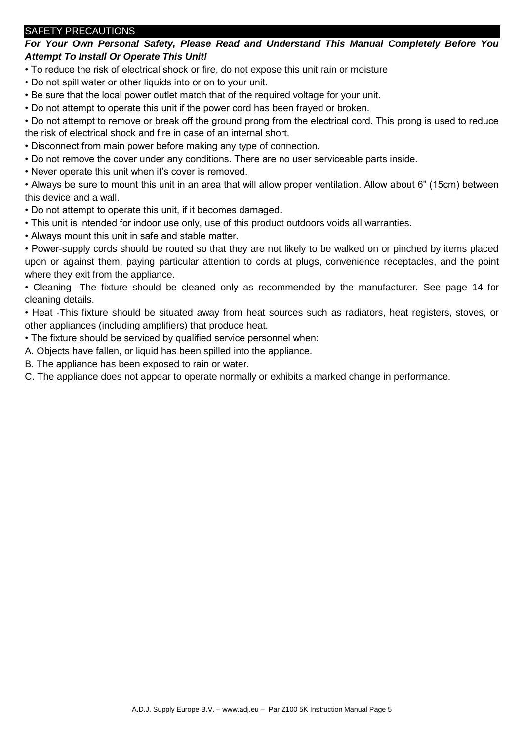## SAFETY PRECAUTIONS

***For Your Own Personal Safety, Please Read and Understand This Manual Completely Before You Attempt To Install Or Operate This Unit!***

- To reduce the risk of electrical shock or fire, do not expose this unit rain or moisture
- Do not spill water or other liquids into or on to your unit.
- Be sure that the local power outlet match that of the required voltage for your unit.
- Do not attempt to operate this unit if the power cord has been frayed or broken.
- Do not attempt to remove or break off the ground prong from the electrical cord. This prong is used to reduce the risk of electrical shock and fire in case of an internal short.
- Disconnect from main power before making any type of connection.
- Do not remove the cover under any conditions. There are no user serviceable parts inside.
- Never operate this unit when it's cover is removed.
- Always be sure to mount this unit in an area that will allow proper ventilation. Allow about 6" (15cm) between this device and a wall.
- Do not attempt to operate this unit, if it becomes damaged.
- This unit is intended for indoor use only, use of this product outdoors voids all warranties.
- Always mount this unit in safe and stable matter.
- Power-supply cords should be routed so that they are not likely to be walked on or pinched by items placed upon or against them, paying particular attention to cords at plugs, convenience receptacles, and the point where they exit from the appliance.
- Cleaning -The fixture should be cleaned only as recommended by the manufacturer. See page 14 for cleaning details.
- Heat -This fixture should be situated away from heat sources such as radiators, heat registers, stoves, or other appliances (including amplifiers) that produce heat.
- The fixture should be serviced by qualified service personnel when:

A. Objects have fallen, or liquid has been spilled into the appliance.

B. The appliance has been exposed to rain or water.

C. The appliance does not appear to operate normally or exhibits a marked change in performance.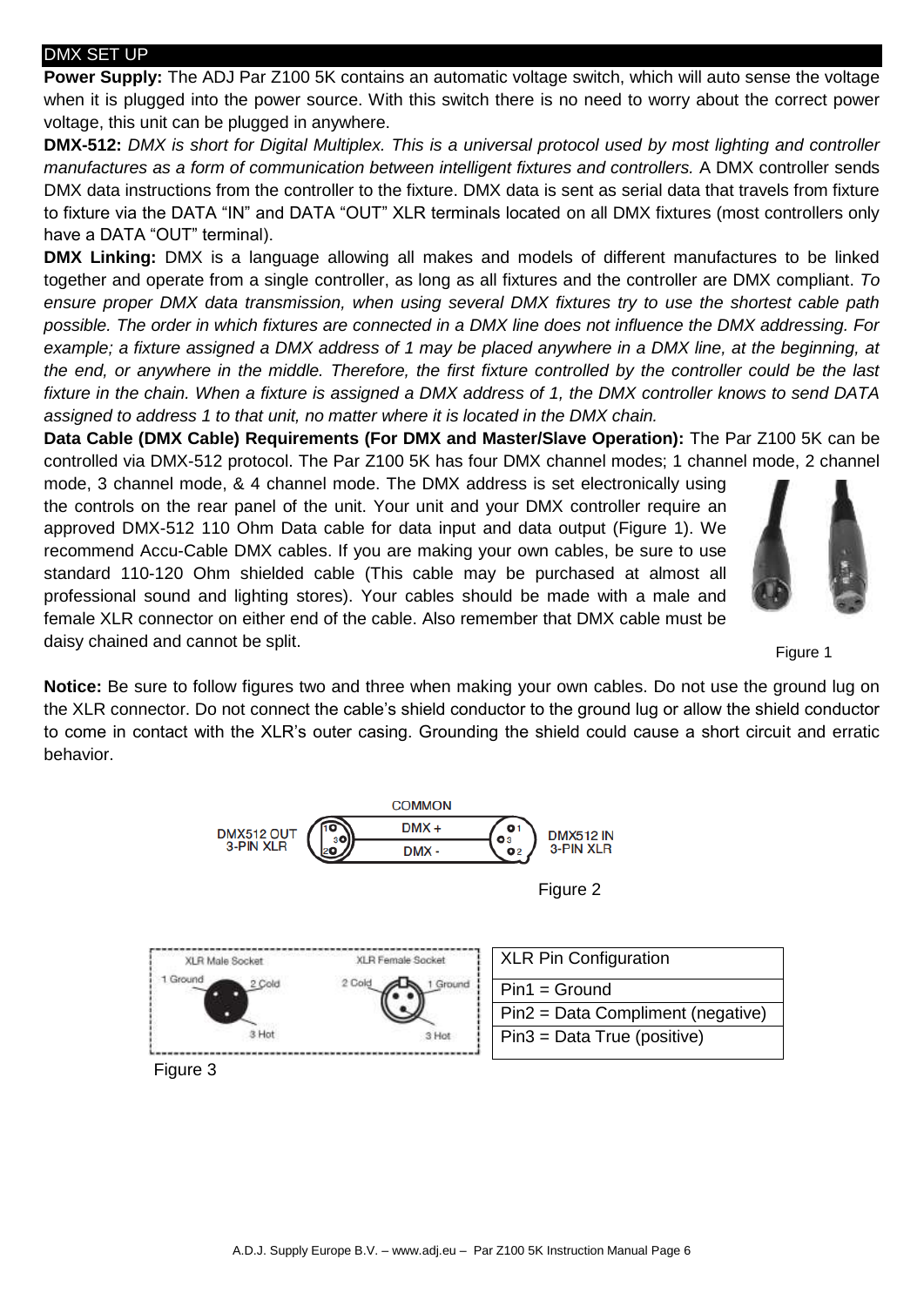## DMX SET UP

**Power Supply:** The ADJ Par Z100 5K contains an automatic voltage switch, which will auto sense the voltage when it is plugged into the power source. With this switch there is no need to worry about the correct power voltage, this unit can be plugged in anywhere.

**DMX-512:** *DMX is short for Digital Multiplex. This is a universal protocol used by most lighting and controller manufactures as a form of communication between intelligent fixtures and controllers.* A DMX controller sends DMX data instructions from the controller to the fixture. DMX data is sent as serial data that travels from fixture to fixture via the DATA "IN" and DATA "OUT" XLR terminals located on all DMX fixtures (most controllers only have a DATA "OUT" terminal).

**DMX Linking:** DMX is a language allowing all makes and models of different manufactures to be linked together and operate from a single controller, as long as all fixtures and the controller are DMX compliant. *To ensure proper DMX data transmission, when using several DMX fixtures try to use the shortest cable path possible. The order in which fixtures are connected in a DMX line does not influence the DMX addressing. For example; a fixture assigned a DMX address of 1 may be placed anywhere in a DMX line, at the beginning, at the end, or anywhere in the middle. Therefore, the first fixture controlled by the controller could be the last fixture in the chain. When a fixture is assigned a DMX address of 1, the DMX controller knows to send DATA assigned to address 1 to that unit, no matter where it is located in the DMX chain.*

**Data Cable (DMX Cable) Requirements (For DMX and Master/Slave Operation):** The Par Z100 5K can be controlled via DMX-512 protocol. The Par Z100 5K has four DMX channel modes; 1 channel mode, 2 channel mode, 3 channel mode, & 4 channel mode. The DMX address is set electronically using the controls on the rear panel of the unit. Your unit and your DMX controller require an approved DMX-512 110 Ohm Data cable for data input and data output (Figure 1). We recommend Accu-Cable DMX cables. If you are making your own cables, be sure to use standard 110-120 Ohm shielded cable (This cable may be purchased at almost all professional sound and lighting stores). Your cables should be made with a male and female XLR connector on either end of the cable. Also remember that DMX cable must be daisy chained and cannot be split.

Figure 1

**Notice:** Be sure to follow figures two and three when making your own cables. Do not use the ground lug on the XLR connector. Do not connect the cable's shield conductor to the ground lug or allow the shield conductor to come in contact with the XLR's outer casing. Grounding the shield could cause a short circuit and erratic behavior.

Figure 2

Figure 3

| XLR Pin Configuration |
|---|
| Pin1 = Ground |
| Pin2 = Data Compliment (negative) |
| Pin3 = Data True (positive) |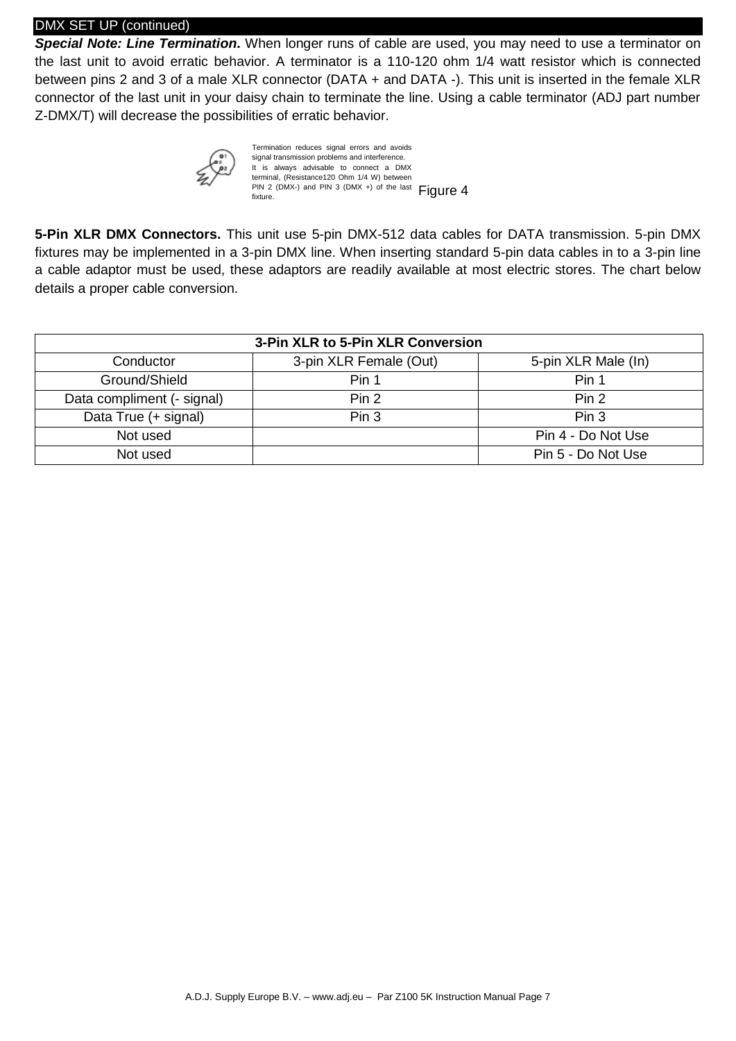## DMX SET UP (continued)

***Special Note: Line Termination.*** When longer runs of cable are used, you may need to use a terminator on the last unit to avoid erratic behavior. A terminator is a 110-120 ohm 1/4 watt resistor which is connected between pins 2 and 3 of a male XLR connector (DATA + and DATA -). This unit is inserted in the female XLR connector of the last unit in your daisy chain to terminate the line. Using a cable terminator (ADJ part number Z-DMX/T) will decrease the possibilities of erratic behavior.

Termination reduces signal errors and avoids signal transmission problems and interference. It is always advisable to connect a DMX terminal, (Resistance120 Ohm 1/4 W) between PIN 2 (DMX-) and PIN 3 (DMX +) of the last fixture.

Figure 4

**5-Pin XLR DMX Connectors.** This unit use 5-pin DMX-512 data cables for DATA transmission. 5-pin DMX fixtures may be implemented in a 3-pin DMX line. When inserting standard 5-pin data cables in to a 3-pin line a cable adaptor must be used, these adaptors are readily available at most electric stores. The chart below details a proper cable conversion.

| **3-Pin XLR to 5-Pin XLR Conversion** | | |
|---|---|---|
| Conductor | 3-pin XLR Female (Out) | 5-pin XLR Male (In) |
| Ground/Shield | Pin 1 | Pin 1 |
| Data compliment (- signal) | Pin 2 | Pin 2 |
| Data True (+ signal) | Pin 3 | Pin 3 |
| Not used | | Pin 4 - Do Not Use |
| Not used | | Pin 5 - Do Not Use |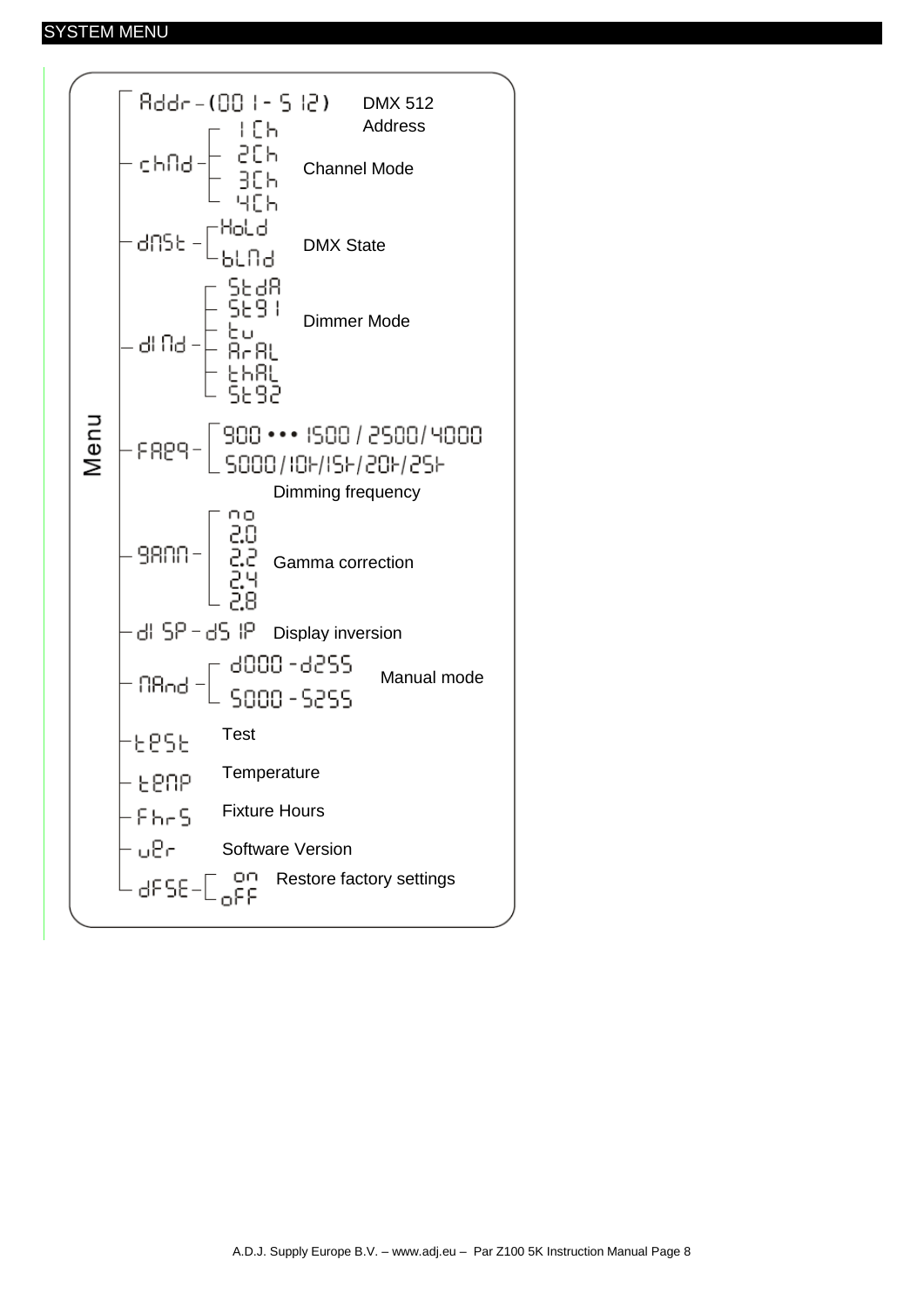# SYSTEM MENU

Menu

- Addr – (001 - 512) — DMX 512 Address
- chMd — Channel Mode
  - 1Ch
  - 2Ch
  - 3Ch
  - 4Ch
- dMSt — DMX State
  - HoLd
  - bLMd
- diMd — Dimmer Mode
  - StdA
  - St91
  - tu
  - ArAL
  - thAL
  - St92
- FrEq — Dimming frequency
  - 900 ••• 1500 / 2500 / 4000
  - 5000 / 10K / 15K / 20K / 25K
- 9AMM — Gamma correction
  - no
  - 2.0
  - 2.2
  - 2.4
  - 2.8
- diSP – dSiP — Display inversion
- MAnd — Manual mode
  - d000 - d255
  - S000 - S255
- tESt — Test
- tEMP — Temperature
- FhrS — Fixture Hours
- uEr — Software Version
- dFSE — Restore factory settings
  - on
  - oFF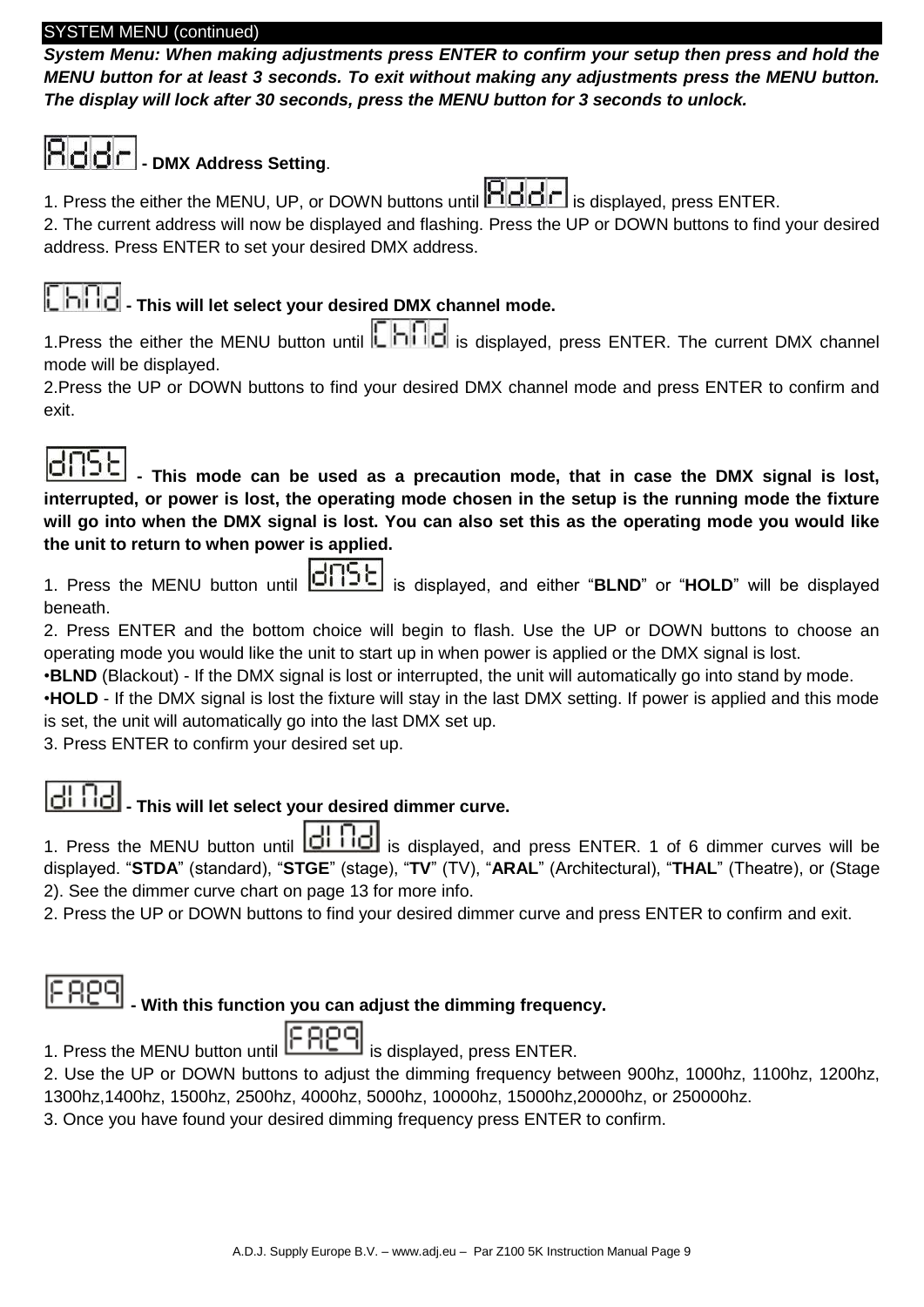SYSTEM MENU (continued)

***System Menu: When making adjustments press ENTER to confirm your setup then press and hold the MENU button for at least 3 seconds. To exit without making any adjustments press the MENU button. The display will lock after 30 seconds, press the MENU button for 3 seconds to unlock.***

**Addr - DMX Address Setting**.

1. Press the either the MENU, UP, or DOWN buttons until Addr is displayed, press ENTER.
2. The current address will now be displayed and flashing. Press the UP or DOWN buttons to find your desired address. Press ENTER to set your desired DMX address.

**ChMd - This will let select your desired DMX channel mode.**

1.Press the either the MENU button until ChMd is displayed, press ENTER. The current DMX channel mode will be displayed.
2.Press the UP or DOWN buttons to find your desired DMX channel mode and press ENTER to confirm and exit.

**dMSt - This mode can be used as a precaution mode, that in case the DMX signal is lost, interrupted, or power is lost, the operating mode chosen in the setup is the running mode the fixture will go into when the DMX signal is lost. You can also set this as the operating mode you would like the unit to return to when power is applied.**

1. Press the MENU button until dMSt is displayed, and either "**BLND**" or "**HOLD**" will be displayed beneath.
2. Press ENTER and the bottom choice will begin to flash. Use the UP or DOWN buttons to choose an operating mode you would like the unit to start up in when power is applied or the DMX signal is lost.

•**BLND** (Blackout) - If the DMX signal is lost or interrupted, the unit will automatically go into stand by mode.
•**HOLD** - If the DMX signal is lost the fixture will stay in the last DMX setting. If power is applied and this mode is set, the unit will automatically go into the last DMX set up.

3. Press ENTER to confirm your desired set up.

**dIMd - This will let select your desired dimmer curve.**

1. Press the MENU button until dIMd is displayed, and press ENTER. 1 of 6 dimmer curves will be displayed. "**STDA**" (standard), "**STGE**" (stage), "**TV**" (TV), "**ARAL**" (Architectural), "**THAL**" (Theatre), or (Stage 2). See the dimmer curve chart on page 13 for more info.
2. Press the UP or DOWN buttons to find your desired dimmer curve and press ENTER to confirm and exit.

**FAEq - With this function you can adjust the dimming frequency.**

1. Press the MENU button until FAEq is displayed, press ENTER.
2. Use the UP or DOWN buttons to adjust the dimming frequency between 900hz, 1000hz, 1100hz, 1200hz, 1300hz,1400hz, 1500hz, 2500hz, 4000hz, 5000hz, 10000hz, 15000hz,20000hz, or 250000hz.
3. Once you have found your desired dimming frequency press ENTER to confirm.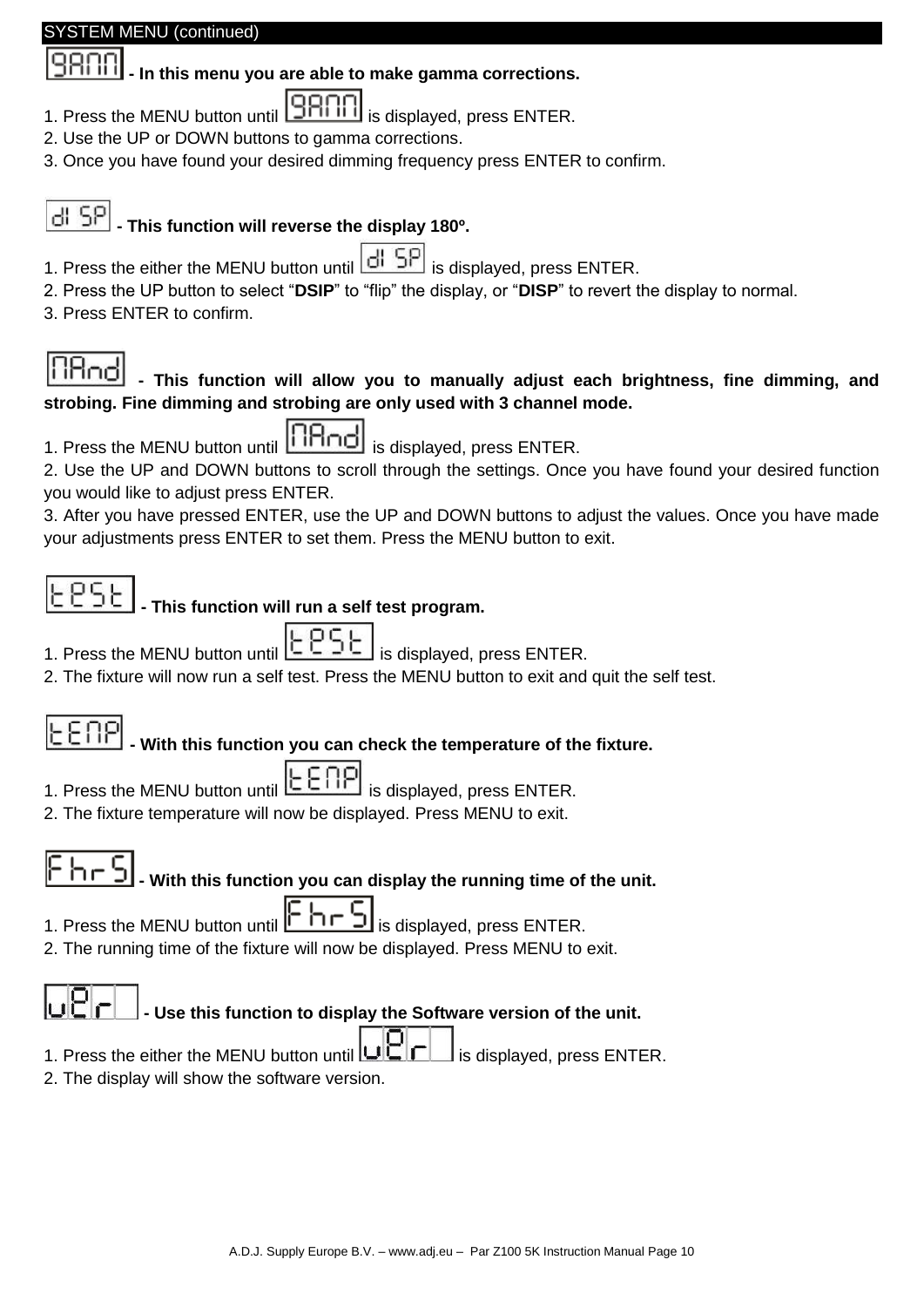## SYSTEM MENU (continued)

**GAMM - In this menu you are able to make gamma corrections.**

1. Press the MENU button until GAMM is displayed, press ENTER.
2. Use the UP or DOWN buttons to gamma corrections.
3. Once you have found your desired dimming frequency press ENTER to confirm.

**dISP - This function will reverse the display 180°.**

1. Press the either the MENU button until dISP is displayed, press ENTER.
2. Press the UP button to select "**DSIP**" to "flip" the display, or "**DISP**" to revert the display to normal.
3. Press ENTER to confirm.

**MAnd - This function will allow you to manually adjust each brightness, fine dimming, and strobing. Fine dimming and strobing are only used with 3 channel mode.**

1. Press the MENU button until MAnd is displayed, press ENTER.
2. Use the UP and DOWN buttons to scroll through the settings. Once you have found your desired function you would like to adjust press ENTER.
3. After you have pressed ENTER, use the UP and DOWN buttons to adjust the values. Once you have made your adjustments press ENTER to set them. Press the MENU button to exit.

**tESt - This function will run a self test program.**

1. Press the MENU button until tESt is displayed, press ENTER.
2. The fixture will now run a self test. Press the MENU button to exit and quit the self test.

**tEMP - With this function you can check the temperature of the fixture.**

1. Press the MENU button until tEMP is displayed, press ENTER.
2. The fixture temperature will now be displayed. Press MENU to exit.

**FhrS - With this function you can display the running time of the unit.**

1. Press the MENU button until FhrS is displayed, press ENTER.
2. The running time of the fixture will now be displayed. Press MENU to exit.

**uEr - Use this function to display the Software version of the unit.**

1. Press the either the MENU button until uEr is displayed, press ENTER.
2. The display will show the software version.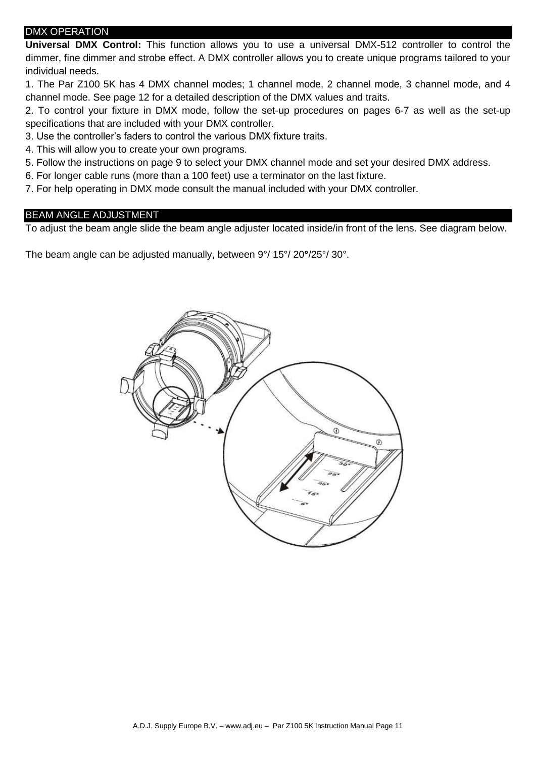## DMX OPERATION

**Universal DMX Control:** This function allows you to use a universal DMX-512 controller to control the dimmer, fine dimmer and strobe effect. A DMX controller allows you to create unique programs tailored to your individual needs.

1. The Par Z100 5K has 4 DMX channel modes; 1 channel mode, 2 channel mode, 3 channel mode, and 4 channel mode. See page 12 for a detailed description of the DMX values and traits.
2. To control your fixture in DMX mode, follow the set-up procedures on pages 6-7 as well as the set-up specifications that are included with your DMX controller.
3. Use the controller's faders to control the various DMX fixture traits.
4. This will allow you to create your own programs.
5. Follow the instructions on page 9 to select your DMX channel mode and set your desired DMX address.
6. For longer cable runs (more than a 100 feet) use a terminator on the last fixture.
7. For help operating in DMX mode consult the manual included with your DMX controller.

## BEAM ANGLE ADJUSTMENT

To adjust the beam angle slide the beam angle adjuster located inside/in front of the lens. See diagram below.

The beam angle can be adjusted manually, between 9°/ 15°/ 20°/25°/ 30°.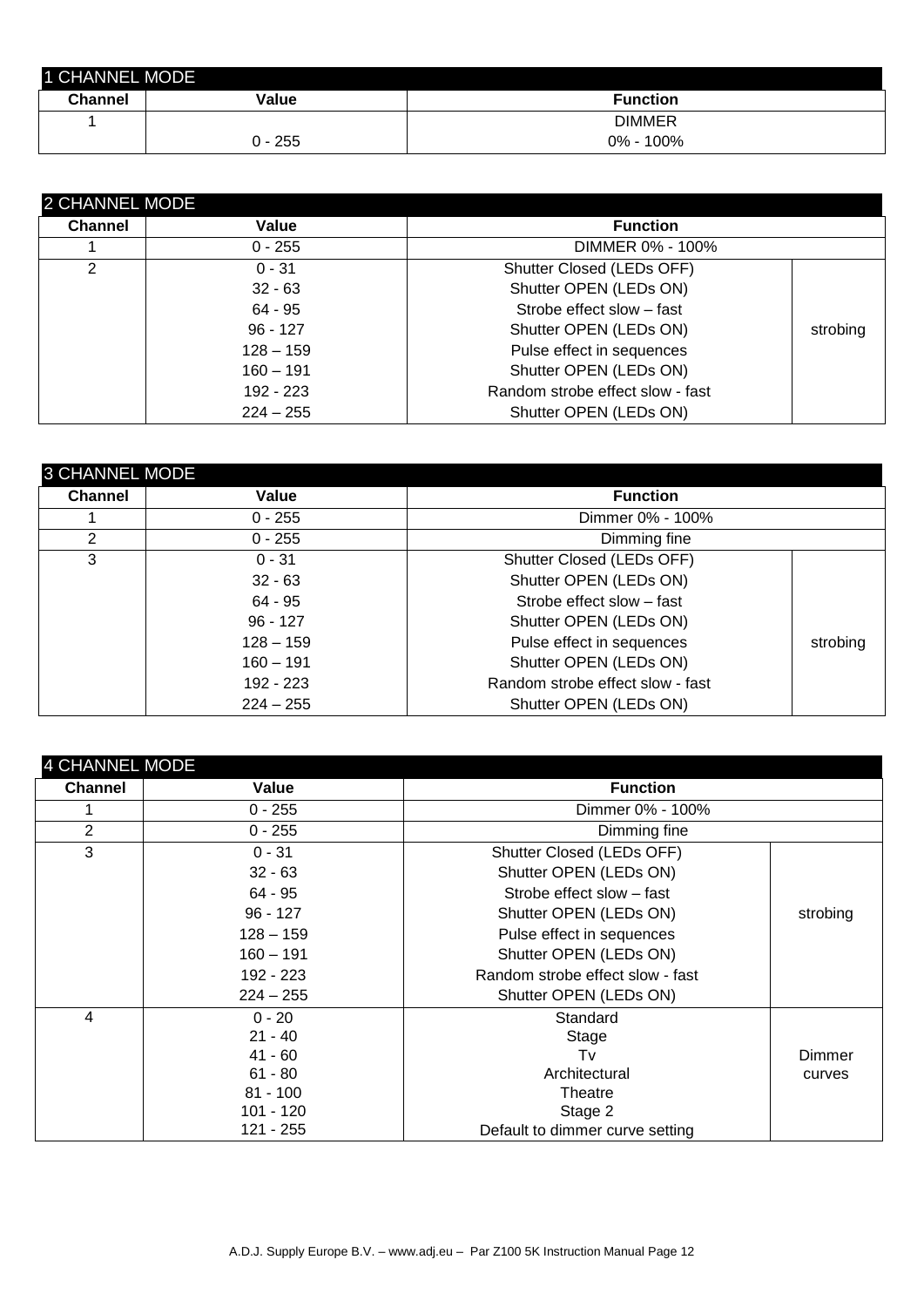| 1 CHANNEL MODE | | |
|---|---|---|
| **Channel** | **Value** | **Function** |
| 1 | 0 - 255 | DIMMER 0% - 100% |

| 2 CHANNEL MODE | | | |
|---|---|---|---|
| **Channel** | **Value** | **Function** | |
| 1 | 0 - 255 | DIMMER 0% - 100% | |
| 2 | 0 - 31 | Shutter Closed (LEDs OFF) | strobing |
| | 32 - 63 | Shutter OPEN (LEDs ON) | |
| | 64 - 95 | Strobe effect slow – fast | |
| | 96 - 127 | Shutter OPEN (LEDs ON) | |
| | 128 – 159 | Pulse effect in sequences | |
| | 160 – 191 | Shutter OPEN (LEDs ON) | |
| | 192 - 223 | Random strobe effect slow - fast | |
| | 224 – 255 | Shutter OPEN (LEDs ON) | |

| 3 CHANNEL MODE | | | |
|---|---|---|---|
| **Channel** | **Value** | **Function** | |
| 1 | 0 - 255 | Dimmer 0% - 100% | |
| 2 | 0 - 255 | Dimming fine | |
| 3 | 0 - 31 | Shutter Closed (LEDs OFF) | strobing |
| | 32 - 63 | Shutter OPEN (LEDs ON) | |
| | 64 - 95 | Strobe effect slow – fast | |
| | 96 - 127 | Shutter OPEN (LEDs ON) | |
| | 128 – 159 | Pulse effect in sequences | |
| | 160 – 191 | Shutter OPEN (LEDs ON) | |
| | 192 - 223 | Random strobe effect slow - fast | |
| | 224 – 255 | Shutter OPEN (LEDs ON) | |

| 4 CHANNEL MODE | | | |
|---|---|---|---|
| **Channel** | **Value** | **Function** | |
| 1 | 0 - 255 | Dimmer 0% - 100% | |
| 2 | 0 - 255 | Dimming fine | |
| 3 | 0 - 31 | Shutter Closed (LEDs OFF) | strobing |
| | 32 - 63 | Shutter OPEN (LEDs ON) | |
| | 64 - 95 | Strobe effect slow – fast | |
| | 96 - 127 | Shutter OPEN (LEDs ON) | |
| | 128 – 159 | Pulse effect in sequences | |
| | 160 – 191 | Shutter OPEN (LEDs ON) | |
| | 192 - 223 | Random strobe effect slow - fast | |
| | 224 – 255 | Shutter OPEN (LEDs ON) | |
| 4 | 0 - 20 | Standard | Dimmer curves |
| | 21 - 40 | Stage | |
| | 41 - 60 | Tv | |
| | 61 - 80 | Architectural | |
| | 81 - 100 | Theatre | |
| | 101 - 120 | Stage 2 | |
| | 121 - 255 | Default to dimmer curve setting | |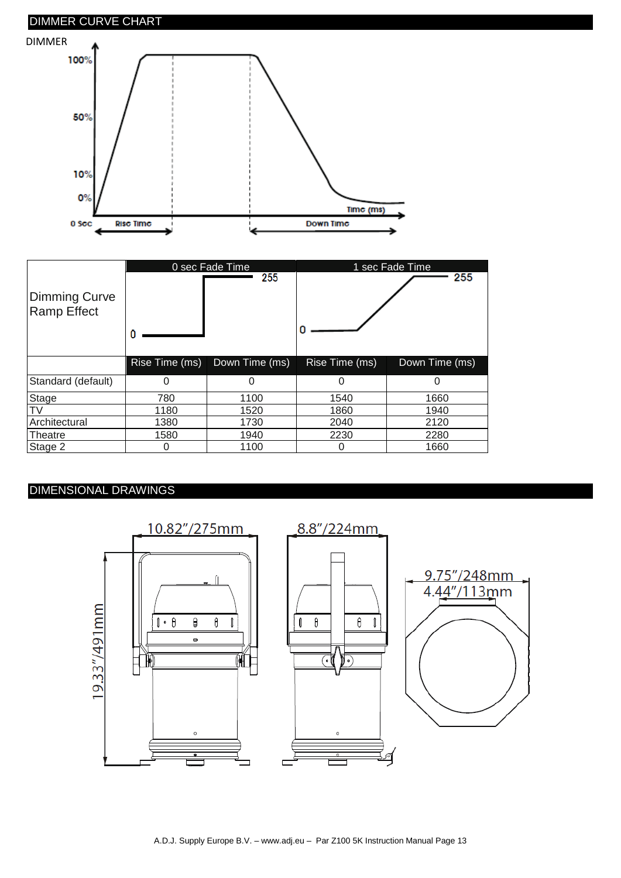## DIMMER CURVE CHART

| | 0 sec Fade Time | | 1 sec Fade Time | |
|---|---|---|---|---|
| Dimming Curve Ramp Effect | | | | |
| | Rise Time (ms) | Down Time (ms) | Rise Time (ms) | Down Time (ms) |
| Standard (default) | 0 | 0 | 0 | 0 |
| Stage | 780 | 1100 | 1540 | 1660 |
| TV | 1180 | 1520 | 1860 | 1940 |
| Architectural | 1380 | 1730 | 2040 | 2120 |
| Theatre | 1580 | 1940 | 2230 | 2280 |
| Stage 2 | 0 | 1100 | 0 | 1660 |

## DIMENSIONAL DRAWINGS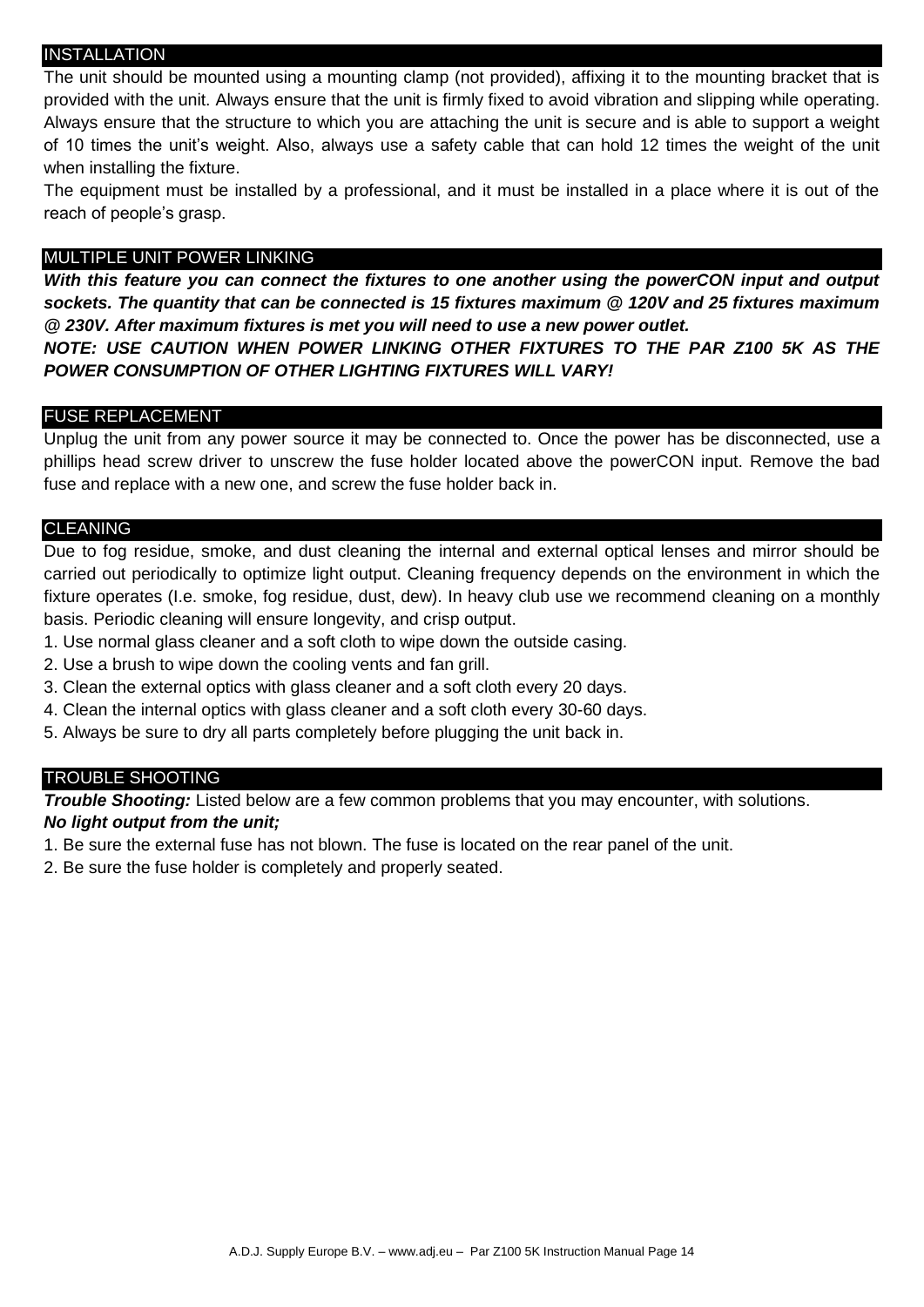## INSTALLATION

The unit should be mounted using a mounting clamp (not provided), affixing it to the mounting bracket that is provided with the unit. Always ensure that the unit is firmly fixed to avoid vibration and slipping while operating. Always ensure that the structure to which you are attaching the unit is secure and is able to support a weight of 10 times the unit's weight. Also, always use a safety cable that can hold 12 times the weight of the unit when installing the fixture.

The equipment must be installed by a professional, and it must be installed in a place where it is out of the reach of people's grasp.

## MULTIPLE UNIT POWER LINKING

***With this feature you can connect the fixtures to one another using the powerCON input and output sockets. The quantity that can be connected is 15 fixtures maximum @ 120V and 25 fixtures maximum @ 230V. After maximum fixtures is met you will need to use a new power outlet.***

***NOTE: USE CAUTION WHEN POWER LINKING OTHER FIXTURES TO THE PAR Z100 5K AS THE POWER CONSUMPTION OF OTHER LIGHTING FIXTURES WILL VARY!***

## FUSE REPLACEMENT

Unplug the unit from any power source it may be connected to. Once the power has be disconnected, use a phillips head screw driver to unscrew the fuse holder located above the powerCON input. Remove the bad fuse and replace with a new one, and screw the fuse holder back in.

## CLEANING

Due to fog residue, smoke, and dust cleaning the internal and external optical lenses and mirror should be carried out periodically to optimize light output. Cleaning frequency depends on the environment in which the fixture operates (I.e. smoke, fog residue, dust, dew). In heavy club use we recommend cleaning on a monthly basis. Periodic cleaning will ensure longevity, and crisp output.

1. Use normal glass cleaner and a soft cloth to wipe down the outside casing.
2. Use a brush to wipe down the cooling vents and fan grill.
3. Clean the external optics with glass cleaner and a soft cloth every 20 days.
4. Clean the internal optics with glass cleaner and a soft cloth every 30-60 days.
5. Always be sure to dry all parts completely before plugging the unit back in.

## TROUBLE SHOOTING

***Trouble Shooting:*** Listed below are a few common problems that you may encounter, with solutions.

***No light output from the unit;***

1. Be sure the external fuse has not blown. The fuse is located on the rear panel of the unit.
2. Be sure the fuse holder is completely and properly seated.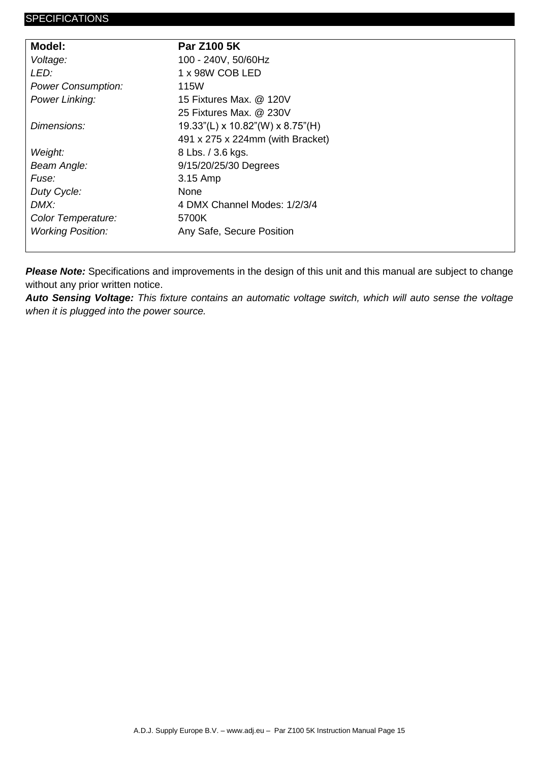# SPECIFICATIONS

| **Model:** | **Par Z100 5K** |
|---|---|
| *Voltage:* | 100 - 240V, 50/60Hz |
| *LED:* | 1 x 98W COB LED |
| *Power Consumption:* | 115W |
| *Power Linking:* | 15 Fixtures Max. @ 120V<br>25 Fixtures Max. @ 230V |
| *Dimensions:* | 19.33"(L) x 10.82"(W) x 8.75"(H)<br>491 x 275 x 224mm (with Bracket) |
| *Weight:* | 8 Lbs. / 3.6 kgs. |
| *Beam Angle:* | 9/15/20/25/30 Degrees |
| *Fuse:* | 3.15 Amp |
| *Duty Cycle:* | None |
| *DMX:* | 4 DMX Channel Modes: 1/2/3/4 |
| *Color Temperature:* | 5700K |
| *Working Position:* | Any Safe, Secure Position |

***Please Note:*** Specifications and improvements in the design of this unit and this manual are subject to change without any prior written notice.

***Auto Sensing Voltage:*** *This fixture contains an automatic voltage switch, which will auto sense the voltage when it is plugged into the power source.*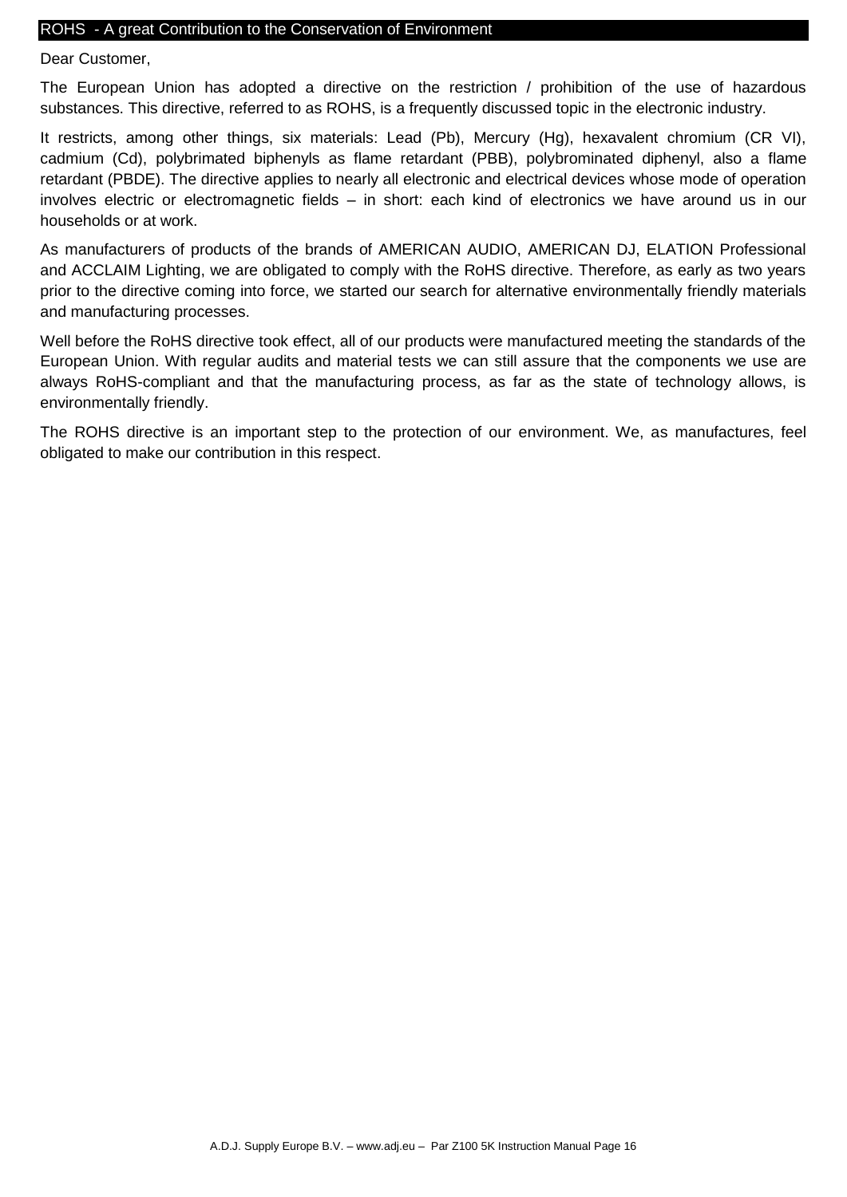## ROHS - A great Contribution to the Conservation of Environment

Dear Customer,

The European Union has adopted a directive on the restriction / prohibition of the use of hazardous substances. This directive, referred to as ROHS, is a frequently discussed topic in the electronic industry.

It restricts, among other things, six materials: Lead (Pb), Mercury (Hg), hexavalent chromium (CR VI), cadmium (Cd), polybrimated biphenyls as flame retardant (PBB), polybrominated diphenyl, also a flame retardant (PBDE). The directive applies to nearly all electronic and electrical devices whose mode of operation involves electric or electromagnetic fields – in short: each kind of electronics we have around us in our households or at work.

As manufacturers of products of the brands of AMERICAN AUDIO, AMERICAN DJ, ELATION Professional and ACCLAIM Lighting, we are obligated to comply with the RoHS directive. Therefore, as early as two years prior to the directive coming into force, we started our search for alternative environmentally friendly materials and manufacturing processes.

Well before the RoHS directive took effect, all of our products were manufactured meeting the standards of the European Union. With regular audits and material tests we can still assure that the components we use are always RoHS-compliant and that the manufacturing process, as far as the state of technology allows, is environmentally friendly.

The ROHS directive is an important step to the protection of our environment. We, as manufactures, feel obligated to make our contribution in this respect.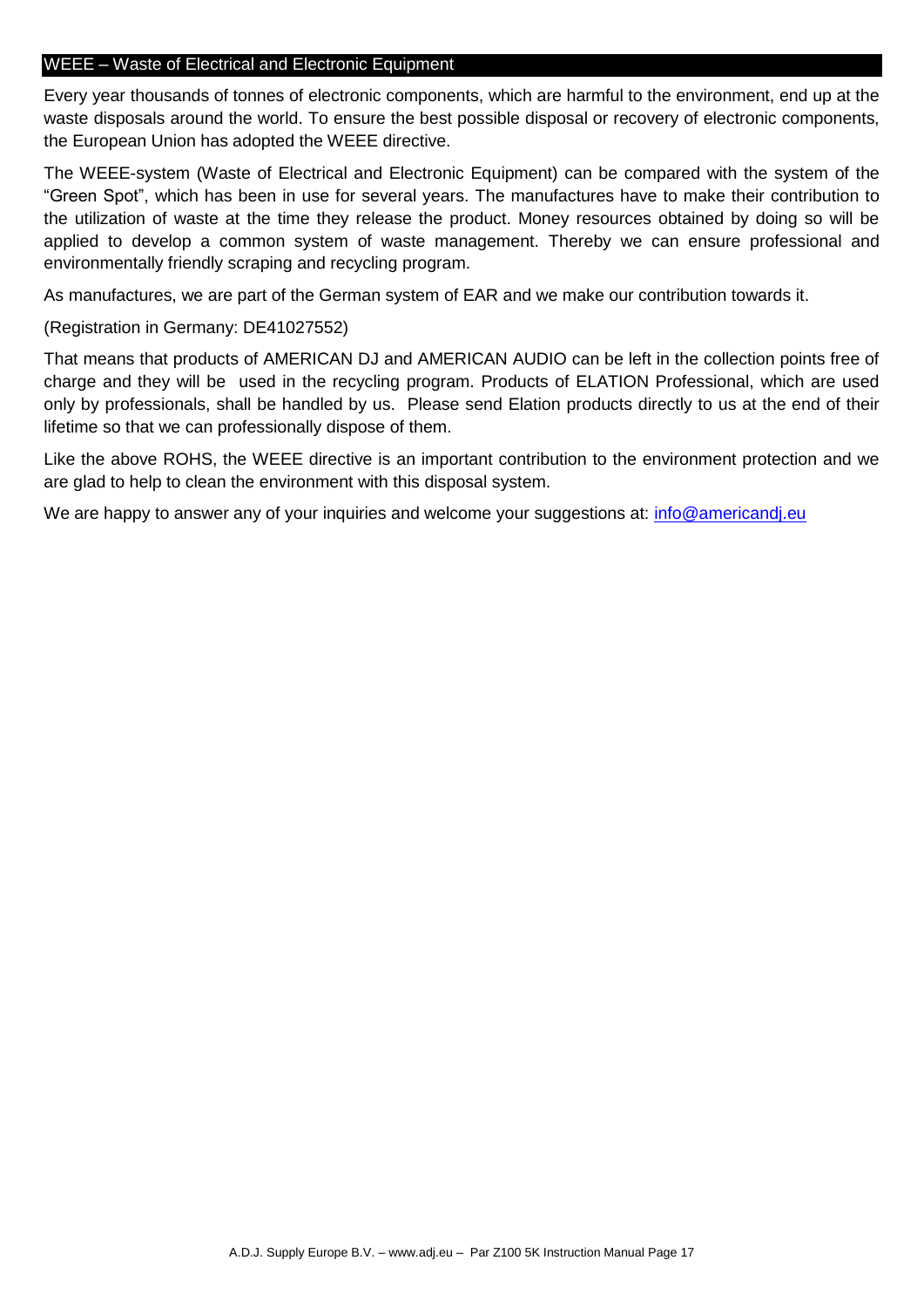## WEEE – Waste of Electrical and Electronic Equipment

Every year thousands of tonnes of electronic components, which are harmful to the environment, end up at the waste disposals around the world. To ensure the best possible disposal or recovery of electronic components, the European Union has adopted the WEEE directive.

The WEEE-system (Waste of Electrical and Electronic Equipment) can be compared with the system of the "Green Spot", which has been in use for several years. The manufactures have to make their contribution to the utilization of waste at the time they release the product. Money resources obtained by doing so will be applied to develop a common system of waste management. Thereby we can ensure professional and environmentally friendly scraping and recycling program.

As manufactures, we are part of the German system of EAR and we make our contribution towards it.

(Registration in Germany: DE41027552)

That means that products of AMERICAN DJ and AMERICAN AUDIO can be left in the collection points free of charge and they will be used in the recycling program. Products of ELATION Professional, which are used only by professionals, shall be handled by us. Please send Elation products directly to us at the end of their lifetime so that we can professionally dispose of them.

Like the above ROHS, the WEEE directive is an important contribution to the environment protection and we are glad to help to clean the environment with this disposal system.

We are happy to answer any of your inquiries and welcome your suggestions at: info@americandj.eu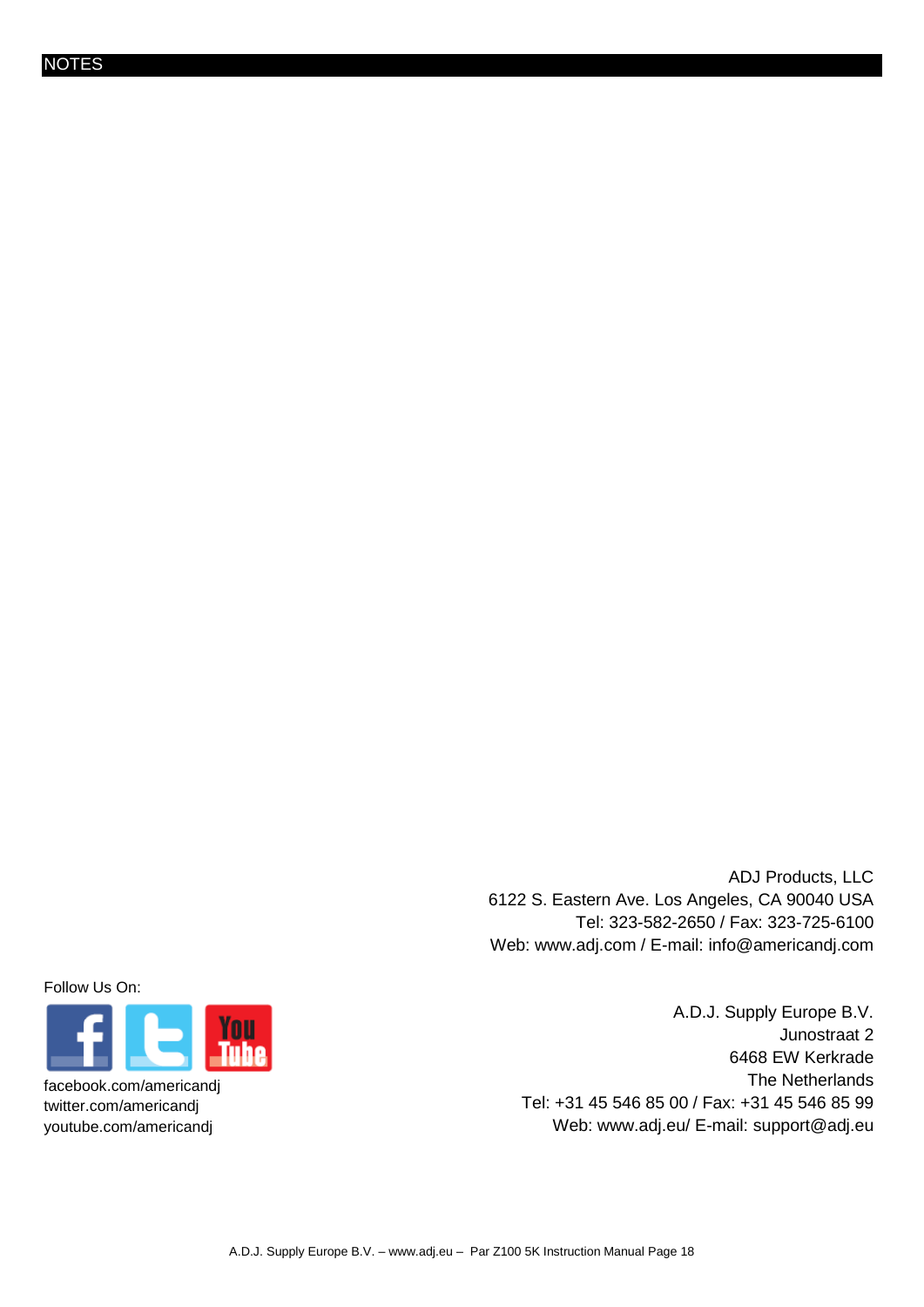# NOTES

ADJ Products, LLC
6122 S. Eastern Ave. Los Angeles, CA 90040 USA
Tel: 323-582-2650 / Fax: 323-725-6100
Web: www.adj.com / E-mail: info@americandj.com

Follow Us On:

facebook.com/americandj
twitter.com/americandj
youtube.com/americandj

A.D.J. Supply Europe B.V.
Junostraat 2
6468 EW Kerkrade
The Netherlands
Tel: +31 45 546 85 00 / Fax: +31 45 546 85 99
Web: www.adj.eu/ E-mail: support@adj.eu